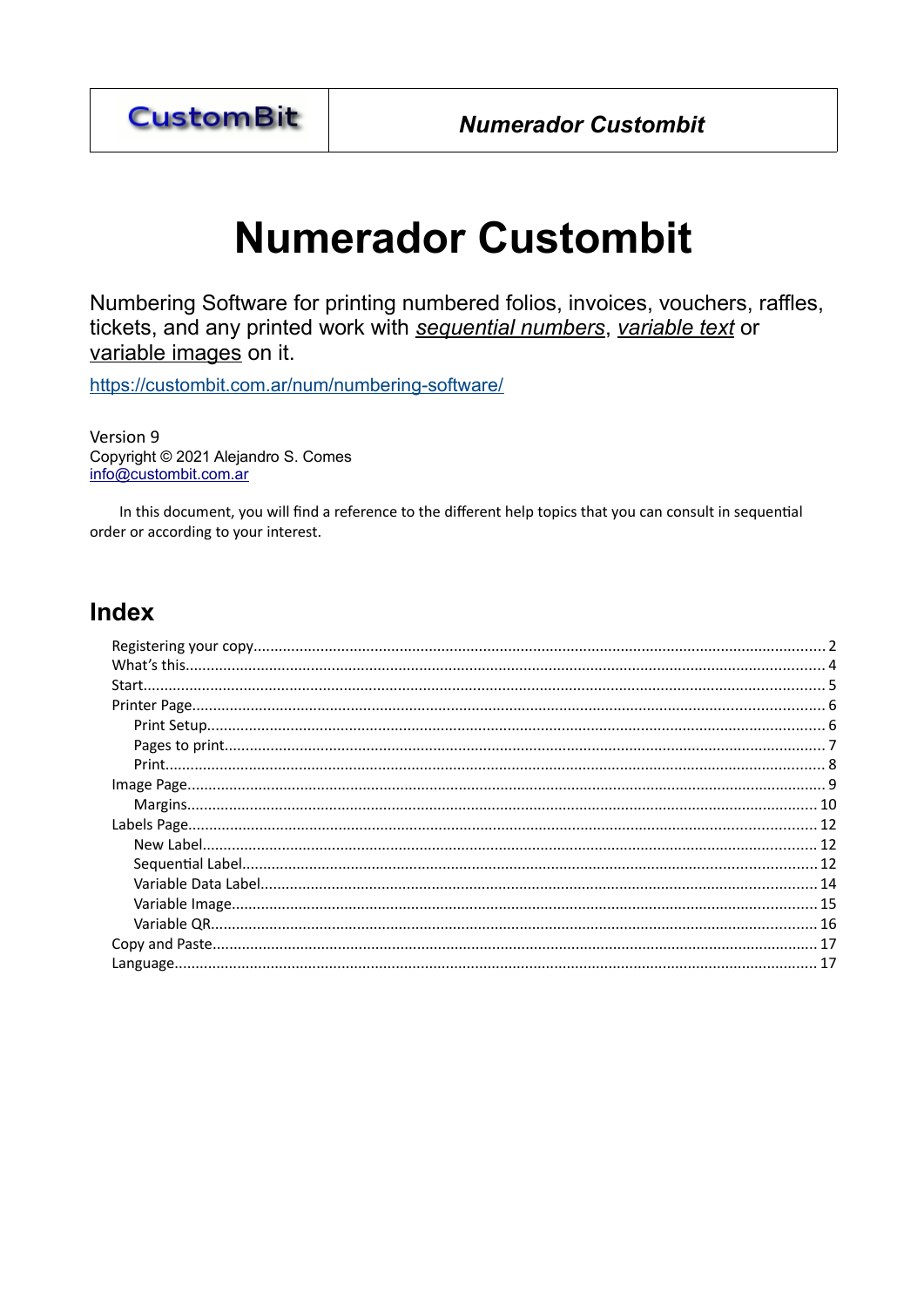# Numerador Custombit

Numbering Software for printing numbered folios, invoices, vouchers, raffles, tickets, and any printed work with *sequential numbers*, *variable text* or variable images on it.

https://custombit.com.ar/num/numbering-software/

Version 9
Copyright © 2021 Alejandro S. Comes
info@custombit.com.ar

In this document, you will find a reference to the different help topics that you can consult in sequential order or according to your interest.

## Index

- Registering your copy........................................ 2
- What's this........................................ 4
- Start........................................ 5
- Printer Page........................................ 6
  - Print Setup........................................ 6
  - Pages to print........................................ 7
  - Print........................................ 8
- Image Page........................................ 9
  - Margins........................................ 10
- Labels Page........................................ 12
  - New Label........................................ 12
  - Sequential Label........................................ 12
  - Variable Data Label........................................ 14
  - Variable Image........................................ 15
  - Variable QR........................................ 16
- Copy and Paste........................................ 17
- Language........................................ 17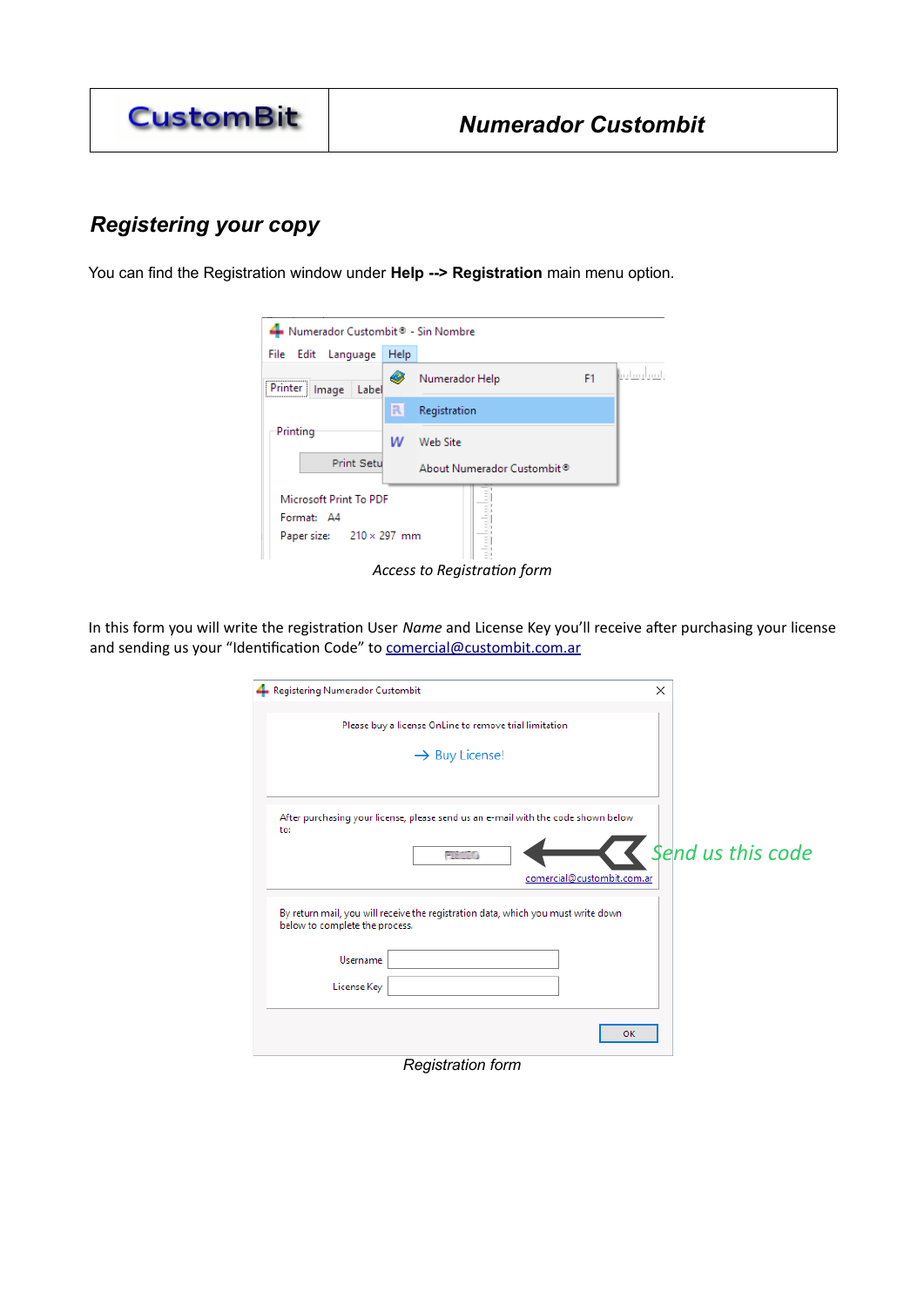## Registering your copy

You can find the Registration window under **Help --> Registration** main menu option.

*Access to Registration form*

In this form you will write the registration User *Name* and License Key you'll receive after purchasing your license and sending us your "Identification Code" to comercial@custombit.com.ar

*Registration form*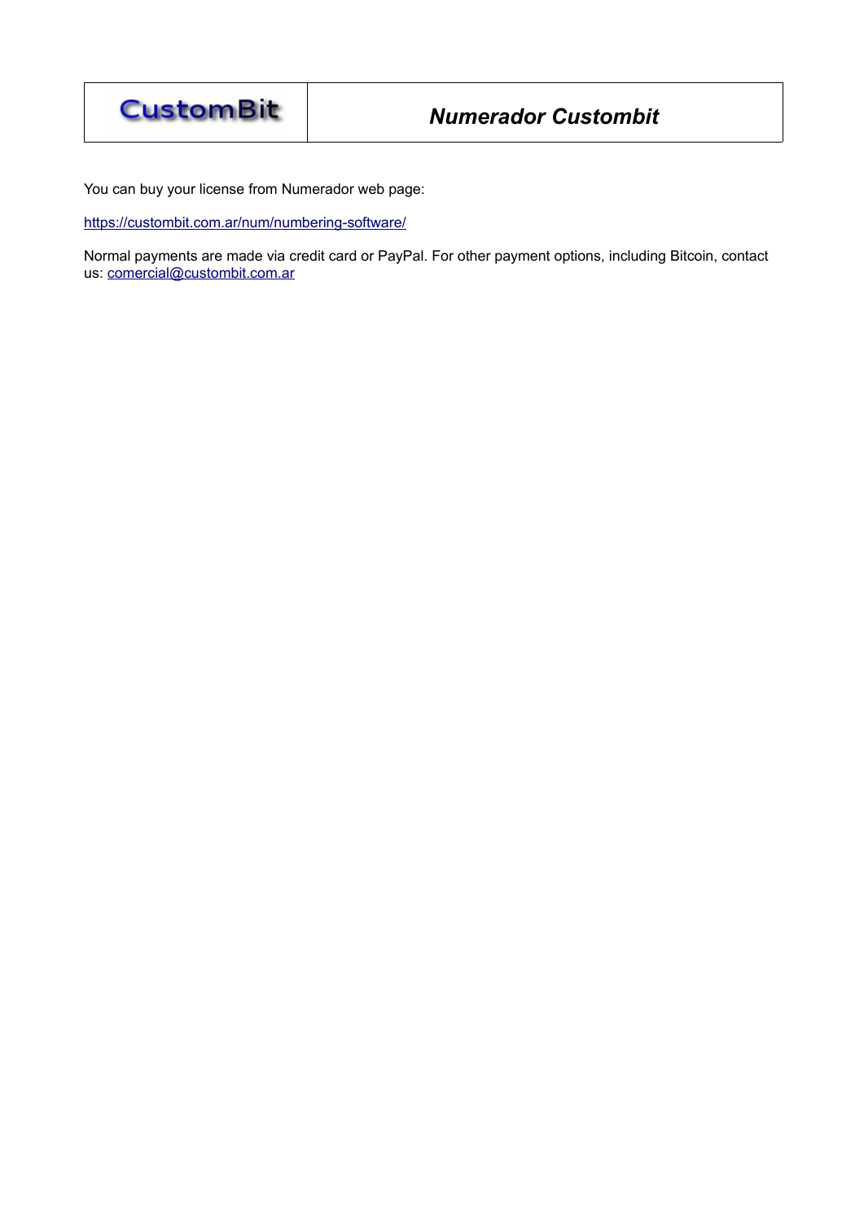You can buy your license from Numerador web page:

https://custombit.com.ar/num/numbering-software/

Normal payments are made via credit card or PayPal. For other payment options, including Bitcoin, contact us: comercial@custombit.com.ar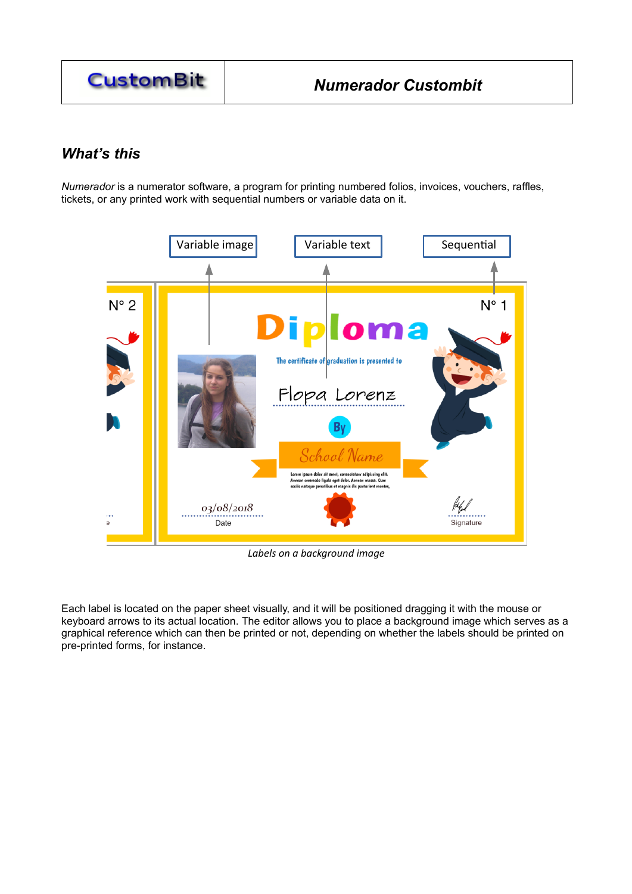## What's this

*Numerador* is a numerator software, a program for printing numbered folios, invoices, vouchers, raffles, tickets, or any printed work with sequential numbers or variable data on it.

*Labels on a background image*

Each label is located on the paper sheet visually, and it will be positioned dragging it with the mouse or keyboard arrows to its actual location. The editor allows you to place a background image which serves as a graphical reference which can then be printed or not, depending on whether the labels should be printed on pre-printed forms, for instance.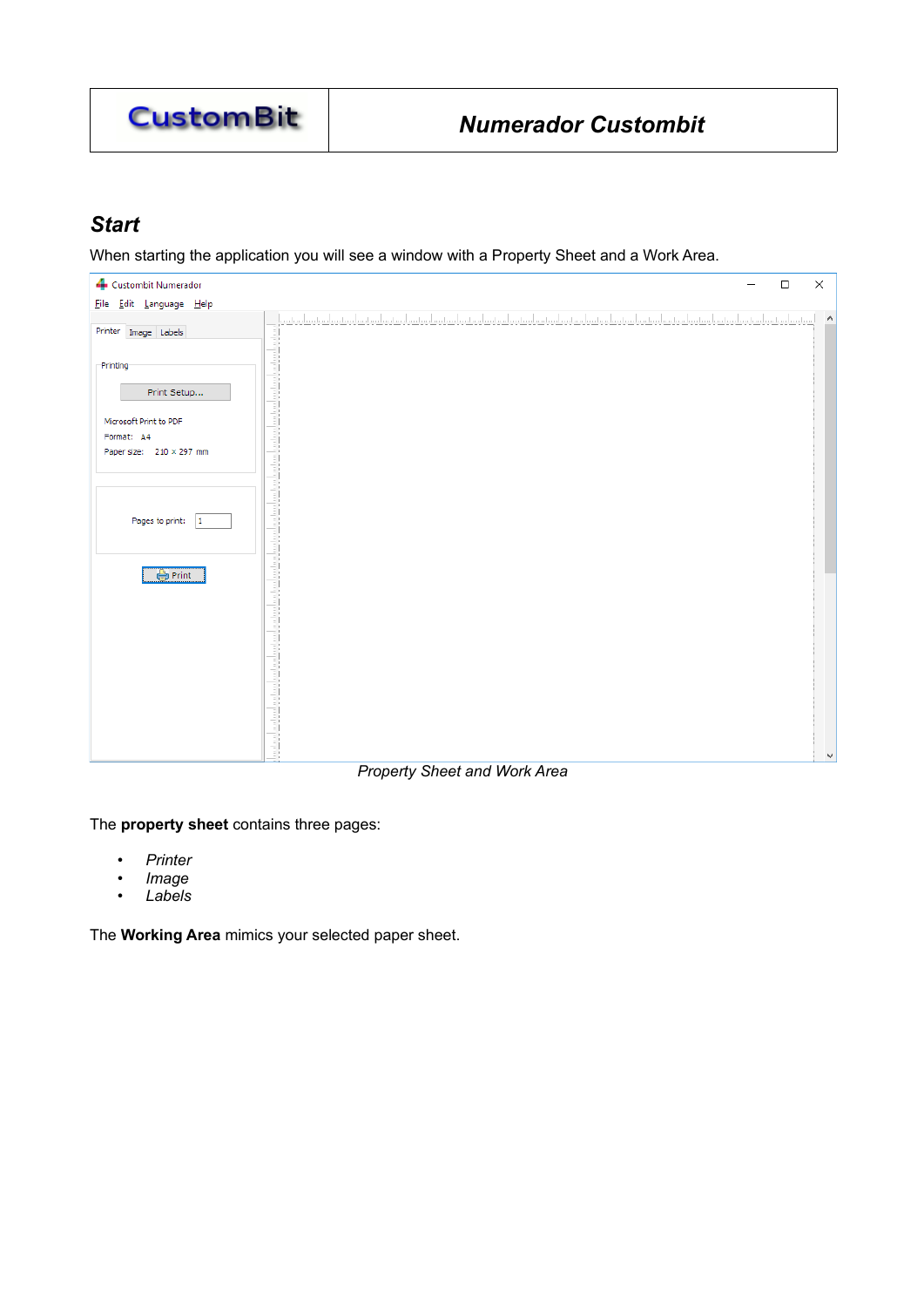## Start

When starting the application you will see a window with a Property Sheet and a Work Area.

*Property Sheet and Work Area*

The **property sheet** contains three pages:

- *Printer*
- *Image*
- *Labels*

The **Working Area** mimics your selected paper sheet.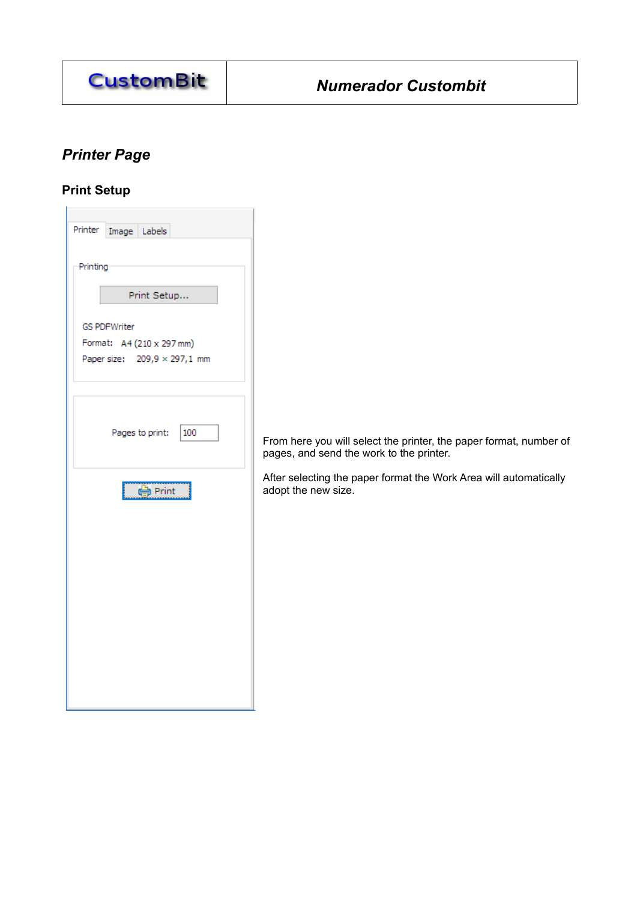## *Printer Page*

### Print Setup

From here you will select the printer, the paper format, number of pages, and send the work to the printer.

After selecting the paper format the Work Area will automatically adopt the new size.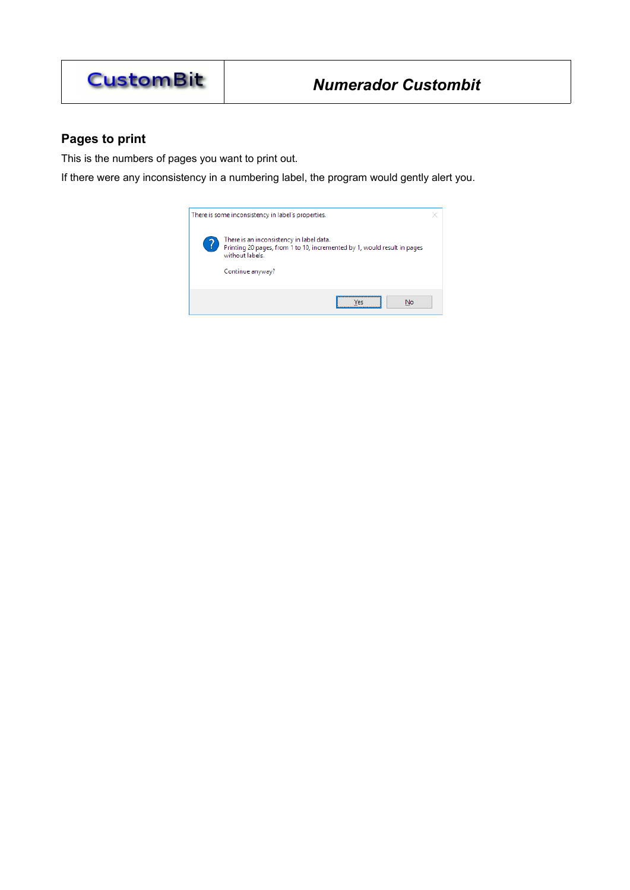## Pages to print

This is the numbers of pages you want to print out.

If there were any inconsistency in a numbering label, the program would gently alert you.

There is some inconsistency in label's properties.

There is an inconsistency in label data.
Printing 20 pages, from 1 to 10, incremented by 1, would result in pages without labels.

Continue anyway?

Yes No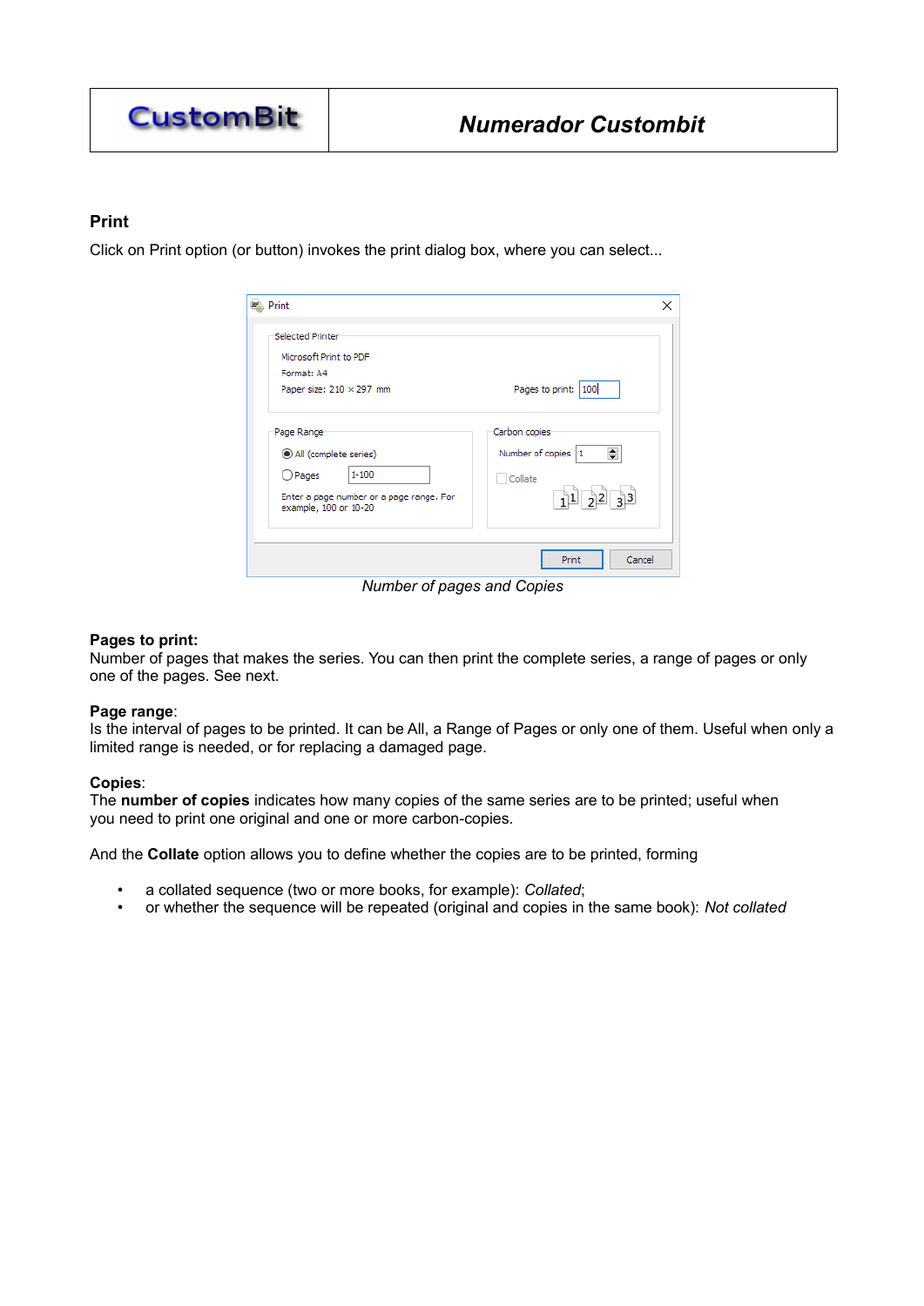## Print

Click on Print option (or button) invokes the print dialog box, where you can select...

*Number of pages and Copies*

**Pages to print:**
Number of pages that makes the series. You can then print the complete series, a range of pages or only one of the pages. See next.

**Page range**:
Is the interval of pages to be printed. It can be All, a Range of Pages or only one of them. Useful when only a limited range is needed, or for replacing a damaged page.

**Copies**:
The **number of copies** indicates how many copies of the same series are to be printed; useful when you need to print one original and one or more carbon-copies.

And the **Collate** option allows you to define whether the copies are to be printed, forming

- a collated sequence (two or more books, for example): *Collated*;
- or whether the sequence will be repeated (original and copies in the same book): *Not collated*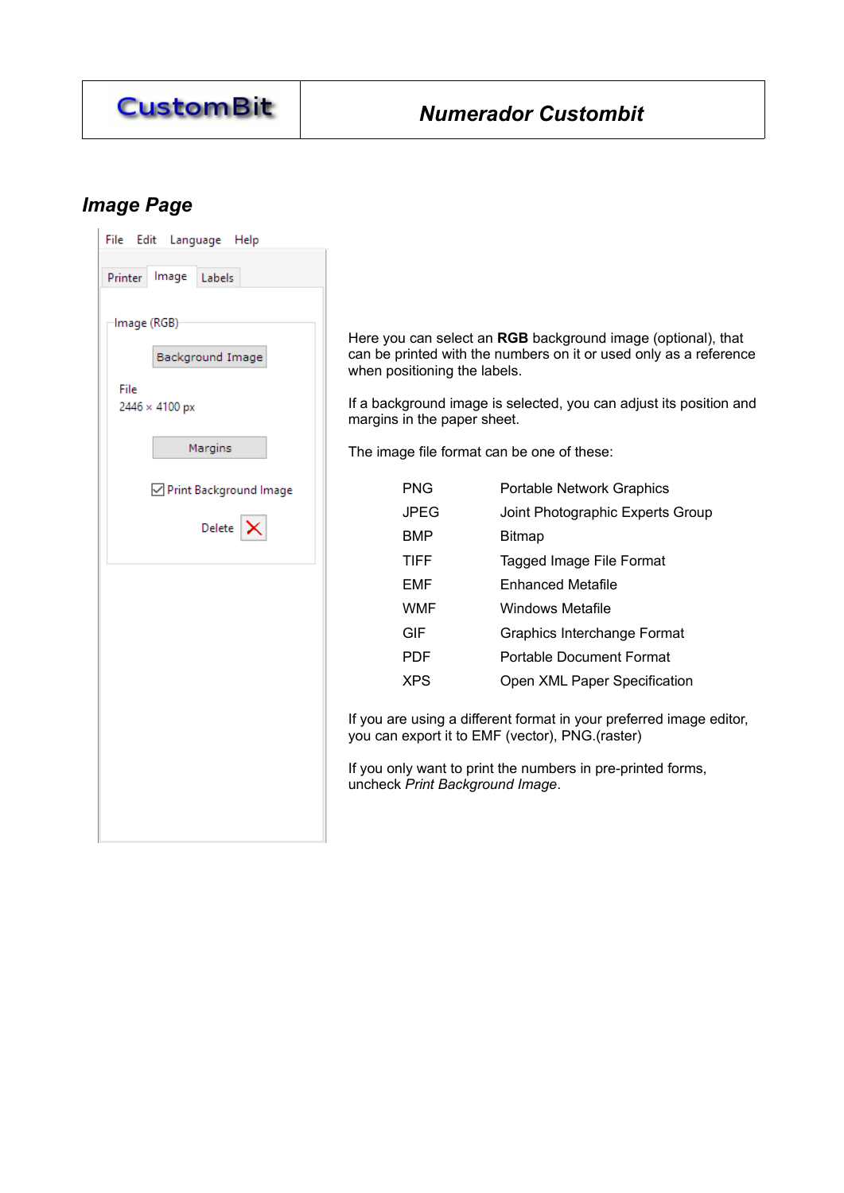## Image Page

Here you can select an **RGB** background image (optional), that can be printed with the numbers on it or used only as a reference when positioning the labels.

If a background image is selected, you can adjust its position and margins in the paper sheet.

The image file format can be one of these:

| | |
|---|---|
| PNG | Portable Network Graphics |
| JPEG | Joint Photographic Experts Group |
| BMP | Bitmap |
| TIFF | Tagged Image File Format |
| EMF | Enhanced Metafile |
| WMF | Windows Metafile |
| GIF | Graphics Interchange Format |
| PDF | Portable Document Format |
| XPS | Open XML Paper Specification |

If you are using a different format in your preferred image editor, you can export it to EMF (vector), PNG.(raster)

If you only want to print the numbers in pre-printed forms, uncheck *Print Background Image*.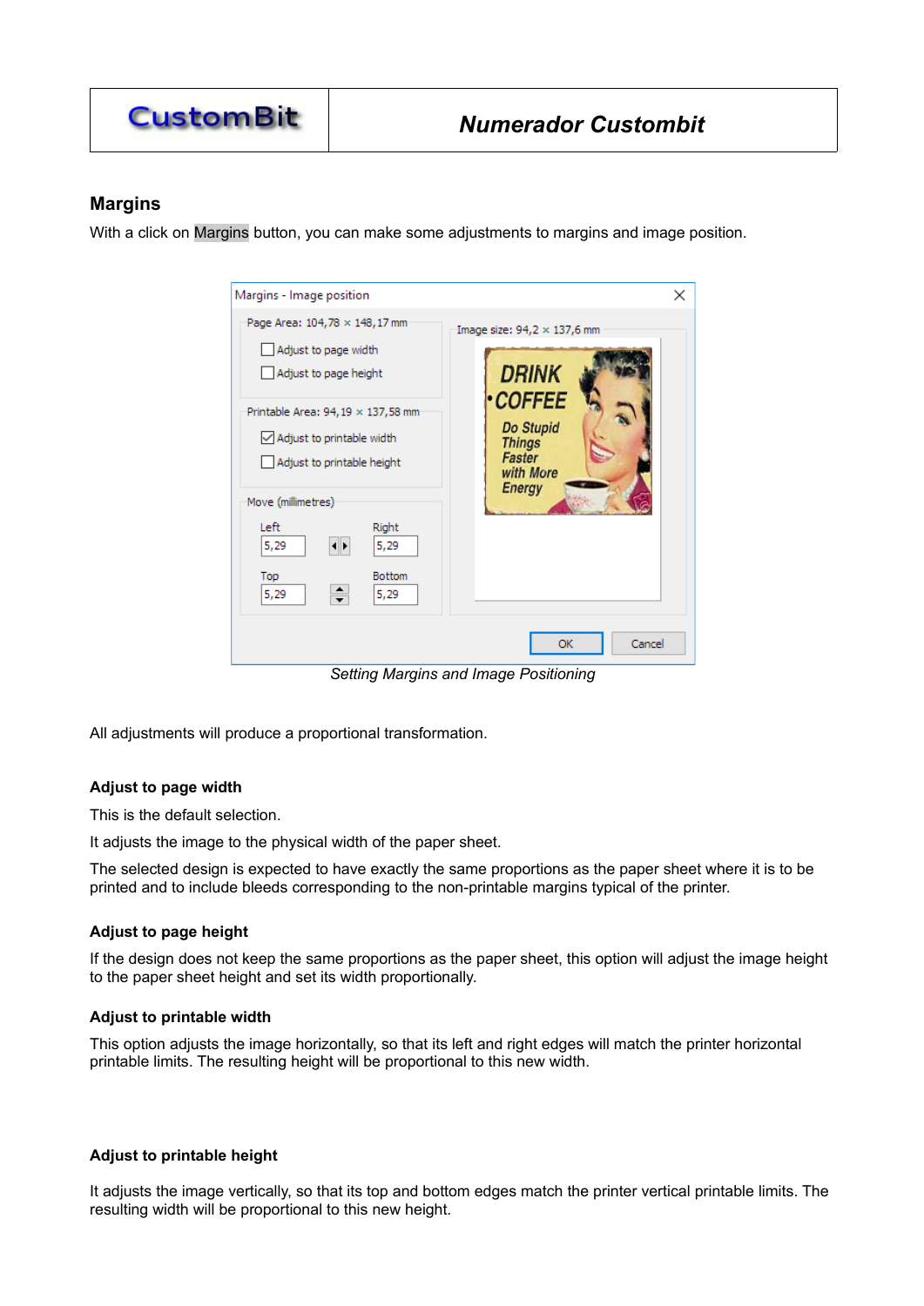## Margins

With a click on Margins button, you can make some adjustments to margins and image position.

*Setting Margins and Image Positioning*

All adjustments will produce a proportional transformation.

### Adjust to page width

This is the default selection.

It adjusts the image to the physical width of the paper sheet.

The selected design is expected to have exactly the same proportions as the paper sheet where it is to be printed and to include bleeds corresponding to the non-printable margins typical of the printer.

### Adjust to page height

If the design does not keep the same proportions as the paper sheet, this option will adjust the image height to the paper sheet height and set its width proportionally.

### Adjust to printable width

This option adjusts the image horizontally, so that its left and right edges will match the printer horizontal printable limits. The resulting height will be proportional to this new width.

### Adjust to printable height

It adjusts the image vertically, so that its top and bottom edges match the printer vertical printable limits. The resulting width will be proportional to this new height.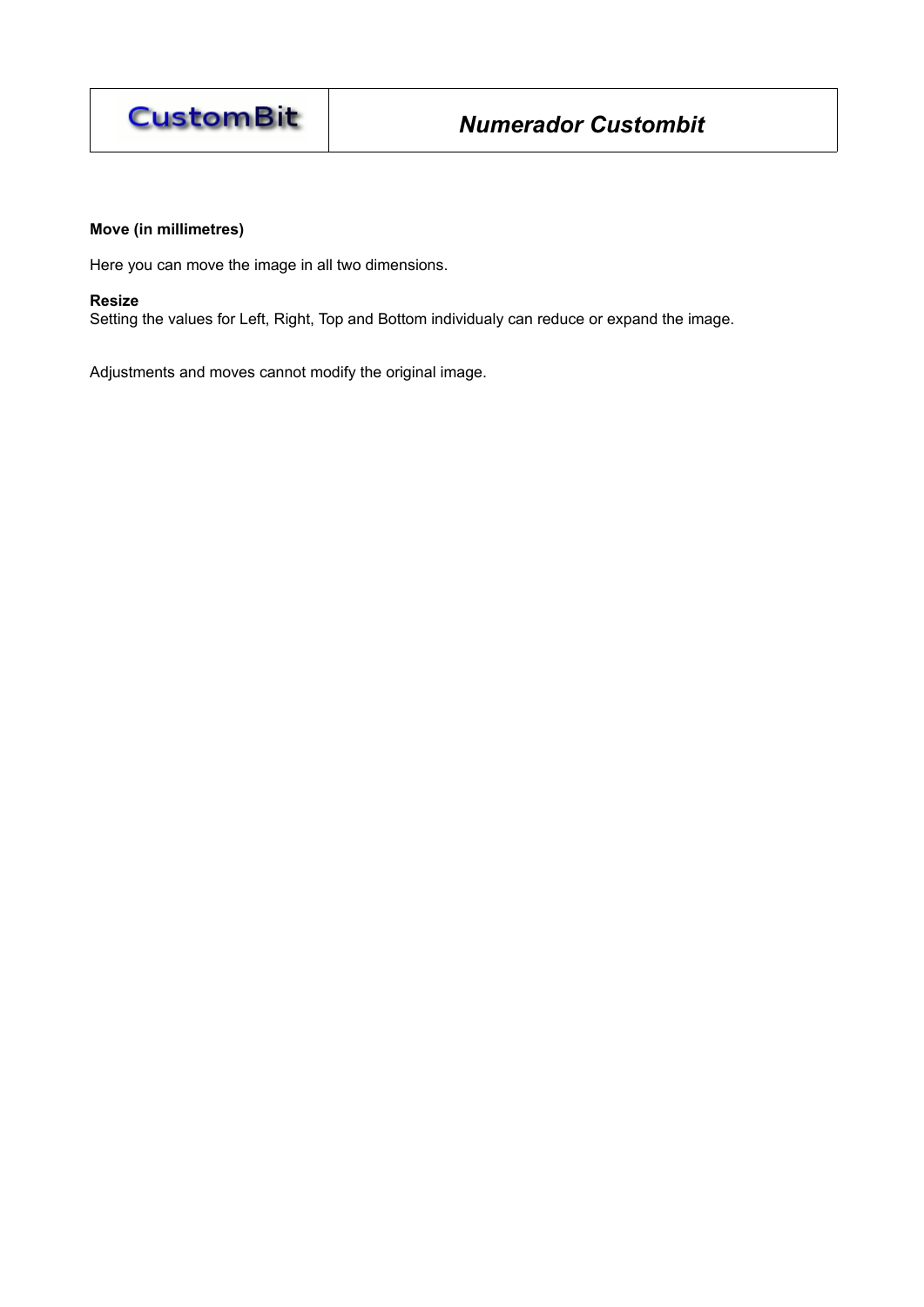**Move (in millimetres)**

Here you can move the image in all two dimensions.

**Resize**
Setting the values for Left, Right, Top and Bottom individualy can reduce or expand the image.

Adjustments and moves cannot modify the original image.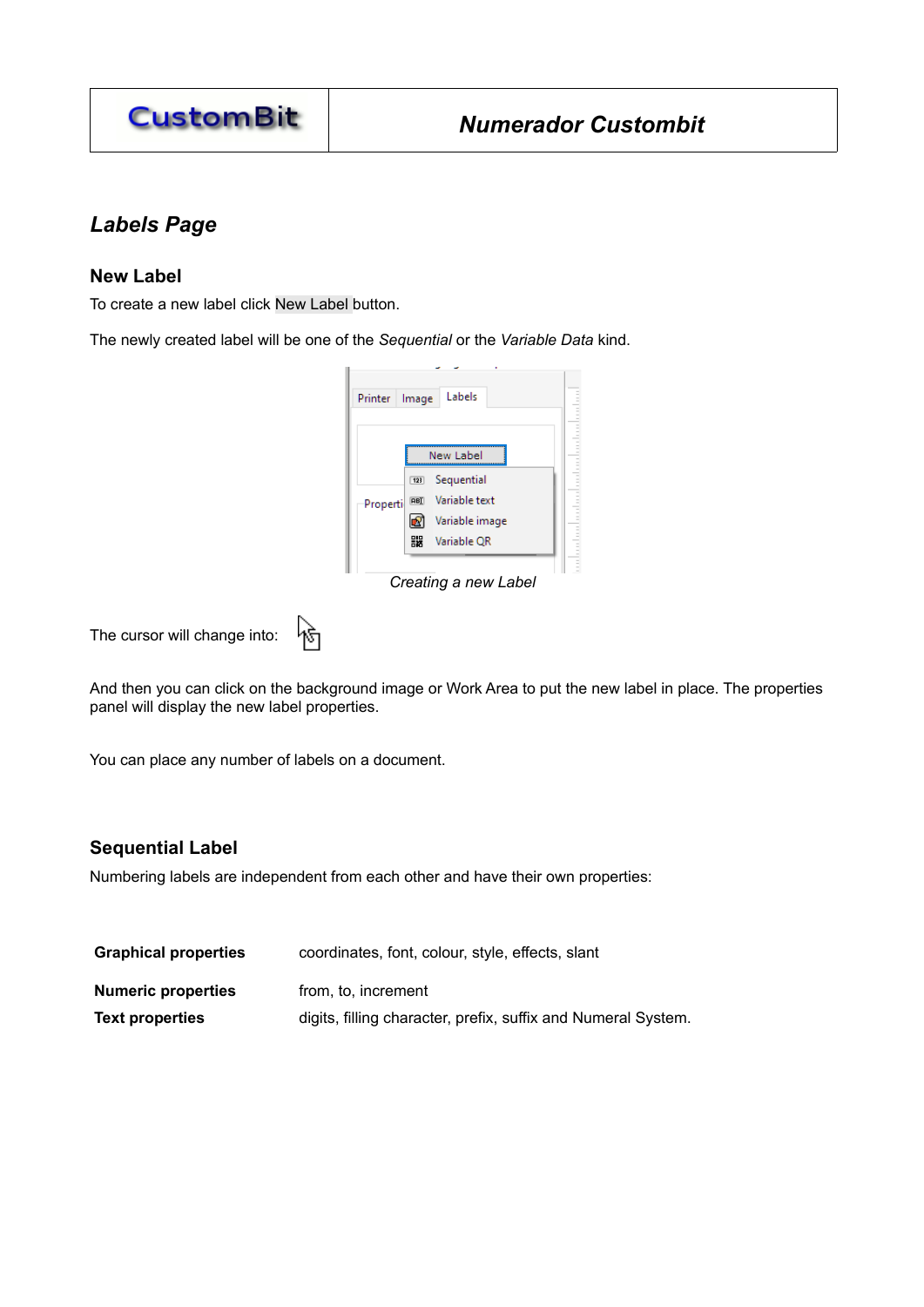## Labels Page

### New Label

To create a new label click New Label button.

The newly created label will be one of the *Sequential* or the *Variable Data* kind.

*Creating a new Label*

The cursor will change into:

And then you can click on the background image or Work Area to put the new label in place. The properties panel will display the new label properties.

You can place any number of labels on a document.

### Sequential Label

Numbering labels are independent from each other and have their own properties:

| | |
|---|---|
| **Graphical properties** | coordinates, font, colour, style, effects, slant |
| **Numeric properties** | from, to, increment |
| **Text properties** | digits, filling character, prefix, suffix and Numeral System. |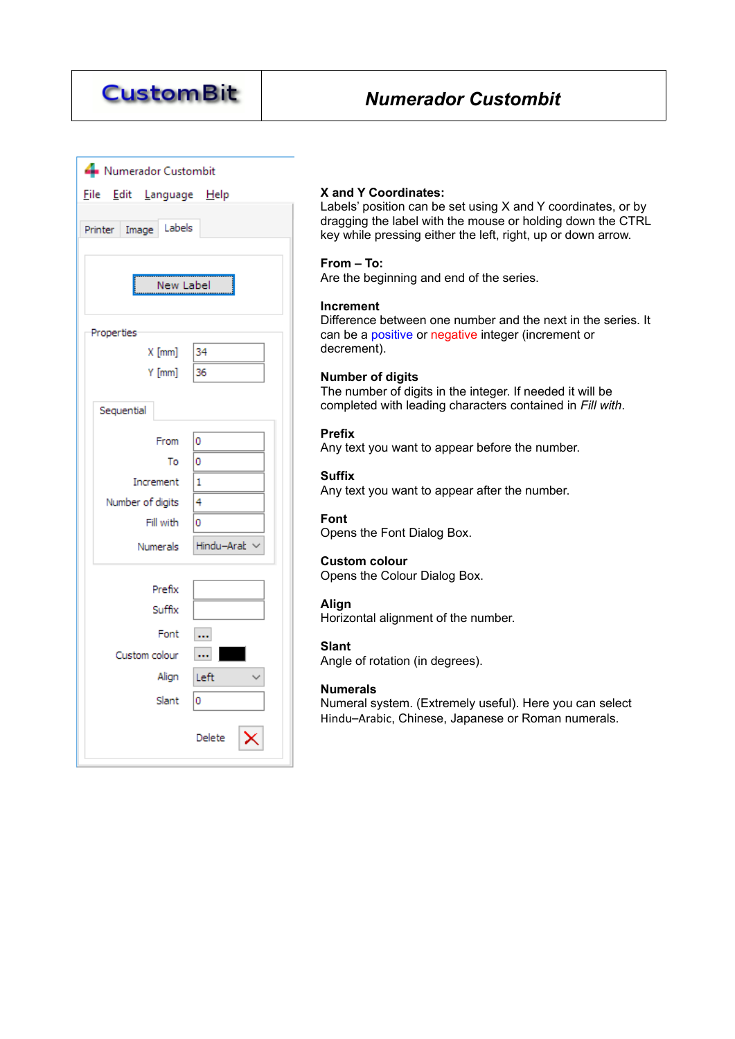| CustomBit | *Numerador Custombit* |
|---|---|

**X and Y Coordinates:**
Labels' position can be set using X and Y coordinates, or by dragging the label with the mouse or holding down the CTRL key while pressing either the left, right, up or down arrow.

**From – To:**
Are the beginning and end of the series.

**Increment**
Difference between one number and the next in the series. It can be a positive or negative integer (increment or decrement).

**Number of digits**
The number of digits in the integer. If needed it will be completed with leading characters contained in *Fill with*.

**Prefix**
Any text you want to appear before the number.

**Suffix**
Any text you want to appear after the number.

**Font**
Opens the Font Dialog Box.

**Custom colour**
Opens the Colour Dialog Box.

**Align**
Horizontal alignment of the number.

**Slant**
Angle of rotation (in degrees).

**Numerals**
Numeral system. (Extremely useful). Here you can select Hindu–Arabic, Chinese, Japanese or Roman numerals.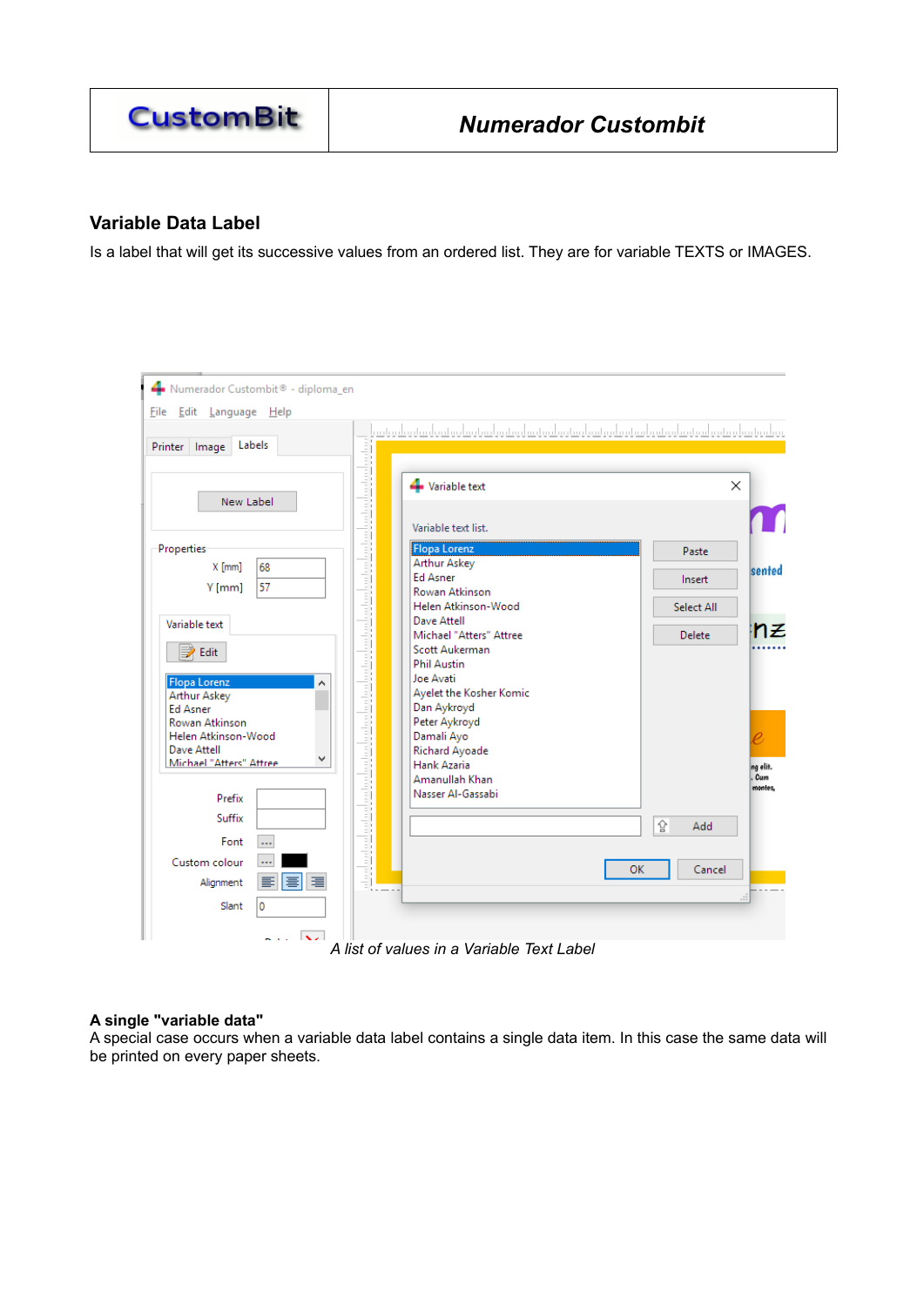## Variable Data Label

Is a label that will get its successive values from an ordered list. They are for variable TEXTS or IMAGES.

*A list of values in a Variable Text Label*

**A single "variable data"**

A special case occurs when a variable data label contains a single data item. In this case the same data will be printed on every paper sheets.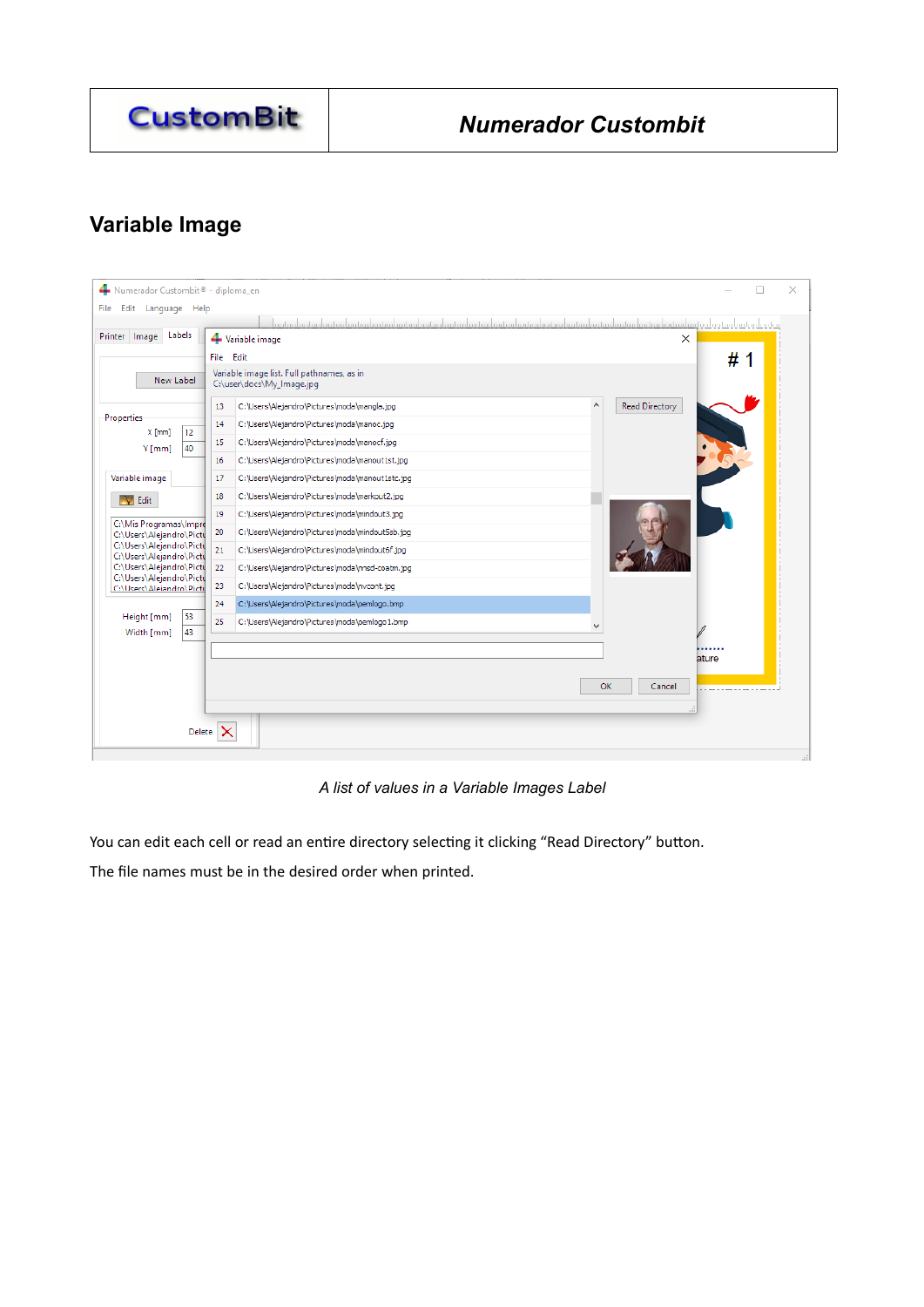## Variable Image

*A list of values in a Variable Images Label*

You can edit each cell or read an entire directory selecting it clicking “Read Directory” button.

The file names must be in the desired order when printed.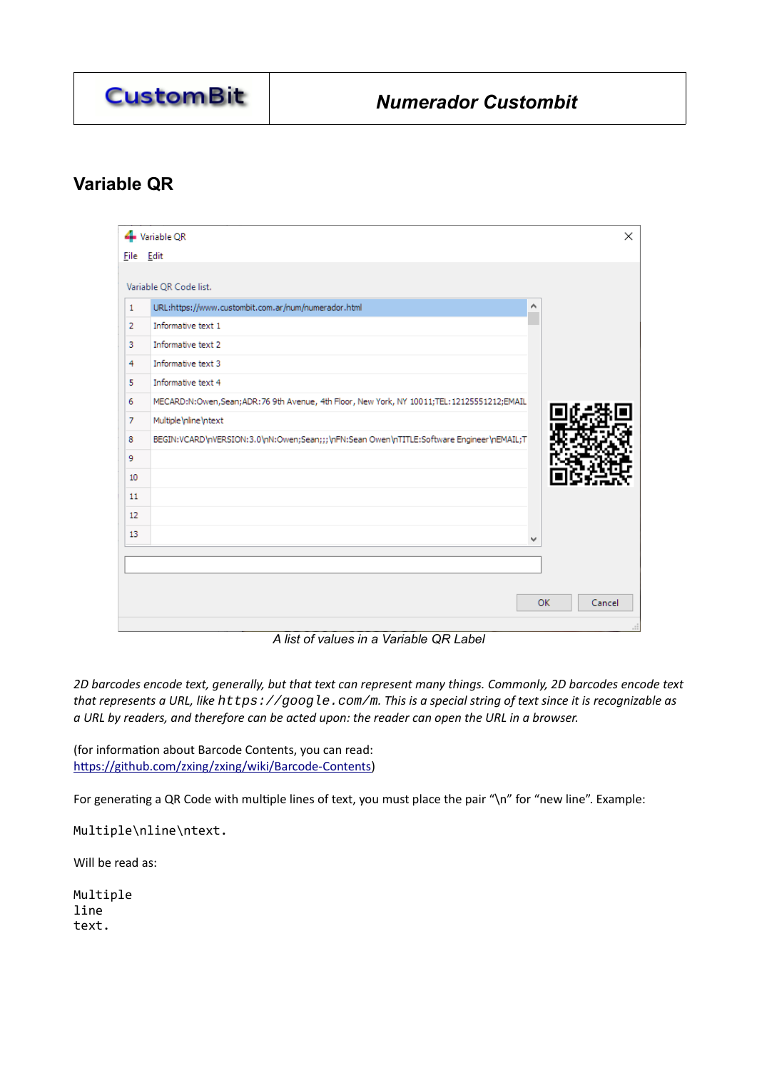## Variable QR

*A list of values in a Variable QR Label*

*2D barcodes encode text, generally, but that text can represent many things. Commonly, 2D barcodes encode text that represents a URL, like `https://google.com/m`. This is a special string of text since it is recognizable as a URL by readers, and therefore can be acted upon: the reader can open the URL in a browser.*

(for information about Barcode Contents, you can read: https://github.com/zxing/zxing/wiki/Barcode-Contents)

For generating a QR Code with multiple lines of text, you must place the pair "\n" for "new line". Example:

```
Multiple\nline\ntext.
```

Will be read as:

```
Multiple
line
text.
```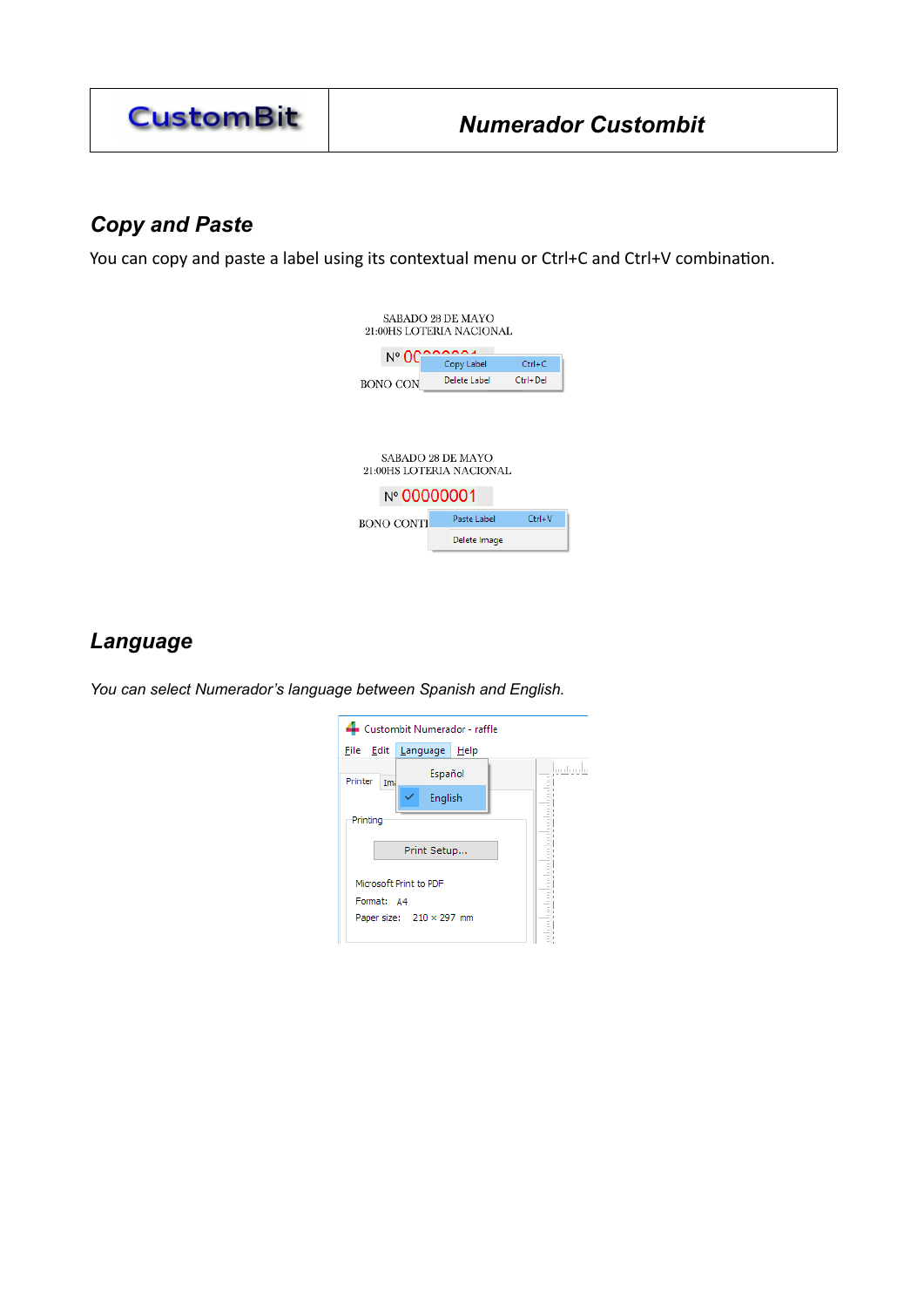## Copy and Paste

You can copy and paste a label using its contextual menu or Ctrl+C and Ctrl+V combination.

## Language

*You can select Numerador's language between Spanish and English.*